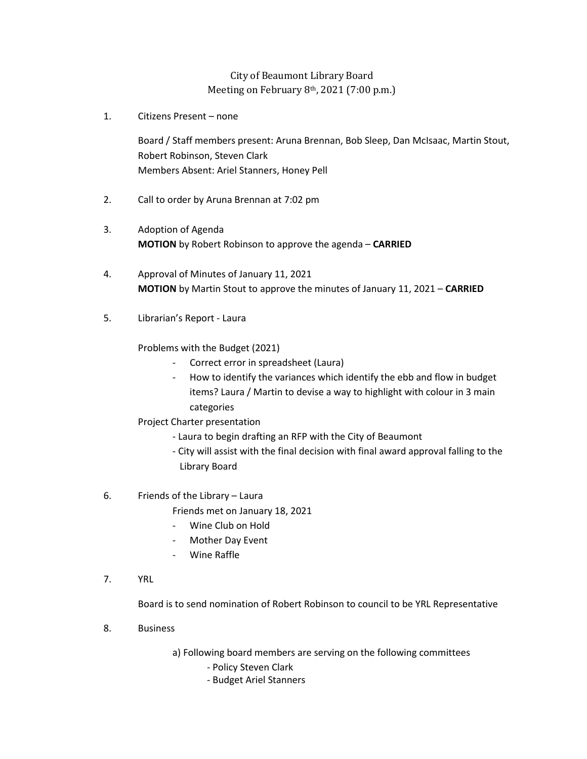City of Beaumont Library Board
Meeting on February 8th, 2021 (7:00 p.m.)

1. Citizens Present – none

   Board / Staff members present: Aruna Brennan, Bob Sleep, Dan McIsaac, Martin Stout, Robert Robinson, Steven Clark
   Members Absent: Ariel Stanners, Honey Pell

2. Call to order by Aruna Brennan at 7:02 pm

3. Adoption of Agenda
   **MOTION** by Robert Robinson to approve the agenda – **CARRIED**

4. Approval of Minutes of January 11, 2021
   **MOTION** by Martin Stout to approve the minutes of January 11, 2021 – **CARRIED**

5. Librarian's Report - Laura

   Problems with the Budget (2021)
   - Correct error in spreadsheet (Laura)
   - How to identify the variances which identify the ebb and flow in budget items? Laura / Martin to devise a way to highlight with colour in 3 main categories

   Project Charter presentation
   - Laura to begin drafting an RFP with the City of Beaumont
   - City will assist with the final decision with final award approval falling to the Library Board

6. Friends of the Library – Laura

   Friends met on January 18, 2021
   - Wine Club on Hold
   - Mother Day Event
   - Wine Raffle

7. YRL

   Board is to send nomination of Robert Robinson to council to be YRL Representative

8. Business

   a) Following board members are serving on the following committees
      - Policy Steven Clark
      - Budget Ariel Stanners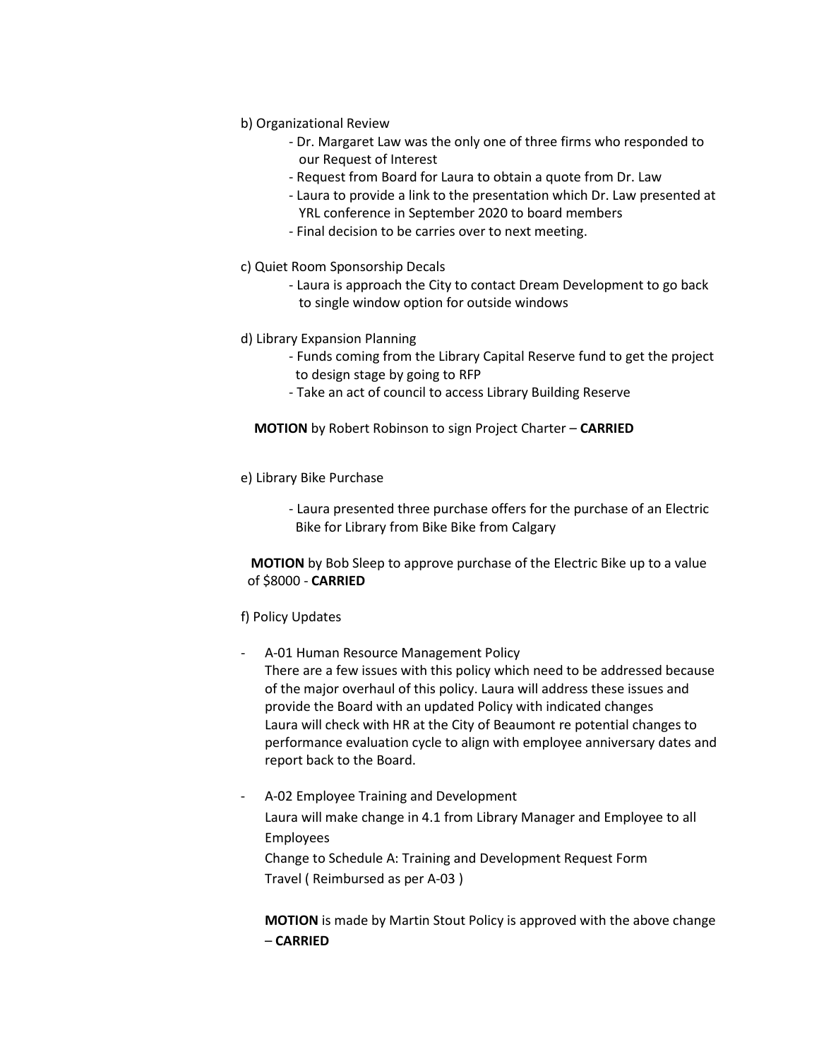b) Organizational Review

- Dr. Margaret Law was the only one of three firms who responded to our Request of Interest
- Request from Board for Laura to obtain a quote from Dr. Law
- Laura to provide a link to the presentation which Dr. Law presented at YRL conference in September 2020 to board members
- Final decision to be carries over to next meeting.

c) Quiet Room Sponsorship Decals

- Laura is approach the City to contact Dream Development to go back to single window option for outside windows

d) Library Expansion Planning

- Funds coming from the Library Capital Reserve fund to get the project to design stage by going to RFP
- Take an act of council to access Library Building Reserve

**MOTION** by Robert Robinson to sign Project Charter – **CARRIED**

e) Library Bike Purchase

- Laura presented three purchase offers for the purchase of an Electric Bike for Library from Bike Bike from Calgary

**MOTION** by Bob Sleep to approve purchase of the Electric Bike up to a value of $8000 - **CARRIED**

f) Policy Updates

- A-01 Human Resource Management Policy
  There are a few issues with this policy which need to be addressed because of the major overhaul of this policy. Laura will address these issues and provide the Board with an updated Policy with indicated changes
  Laura will check with HR at the City of Beaumont re potential changes to performance evaluation cycle to align with employee anniversary dates and report back to the Board.

- A-02 Employee Training and Development
  Laura will make change in 4.1 from Library Manager and Employee to all Employees
  Change to Schedule A: Training and Development Request Form
  Travel ( Reimbursed as per A-03 )

  **MOTION** is made by Martin Stout Policy is approved with the above change – **CARRIED**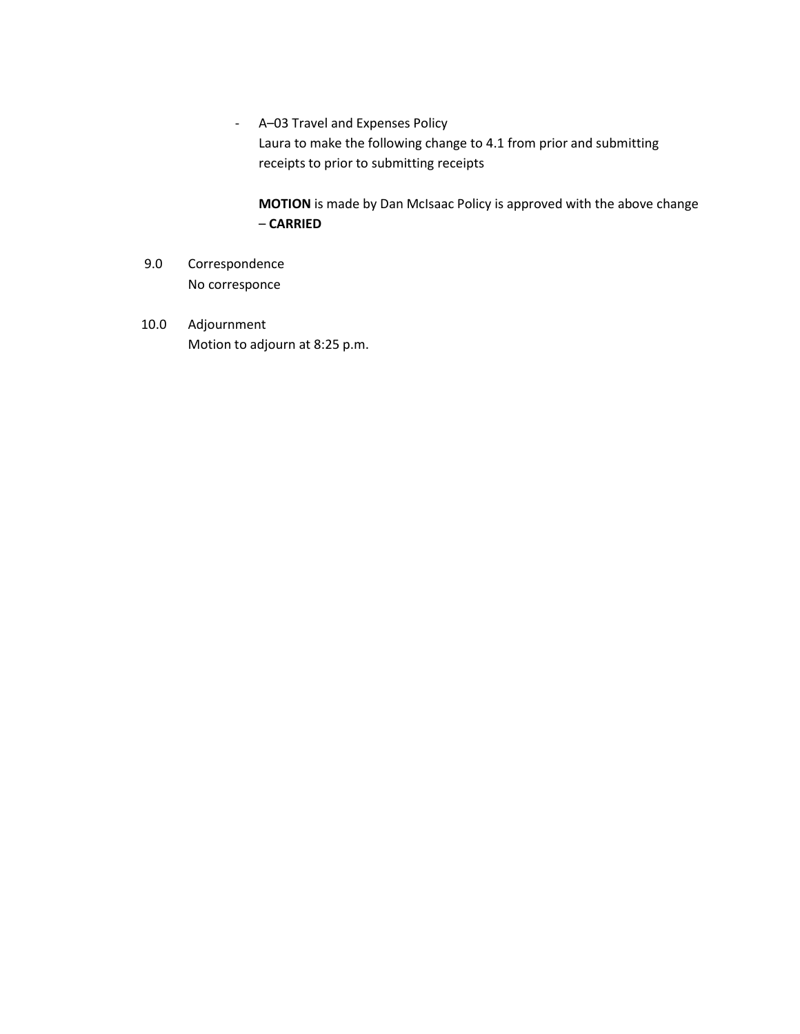- A–03 Travel and Expenses Policy
  Laura to make the following change to 4.1 from prior and submitting receipts to prior to submitting receipts

  **MOTION** is made by Dan McIsaac Policy is approved with the above change – **CARRIED**

9.0 Correspondence
No corresponce

10.0 Adjournment
Motion to adjourn at 8:25 p.m.